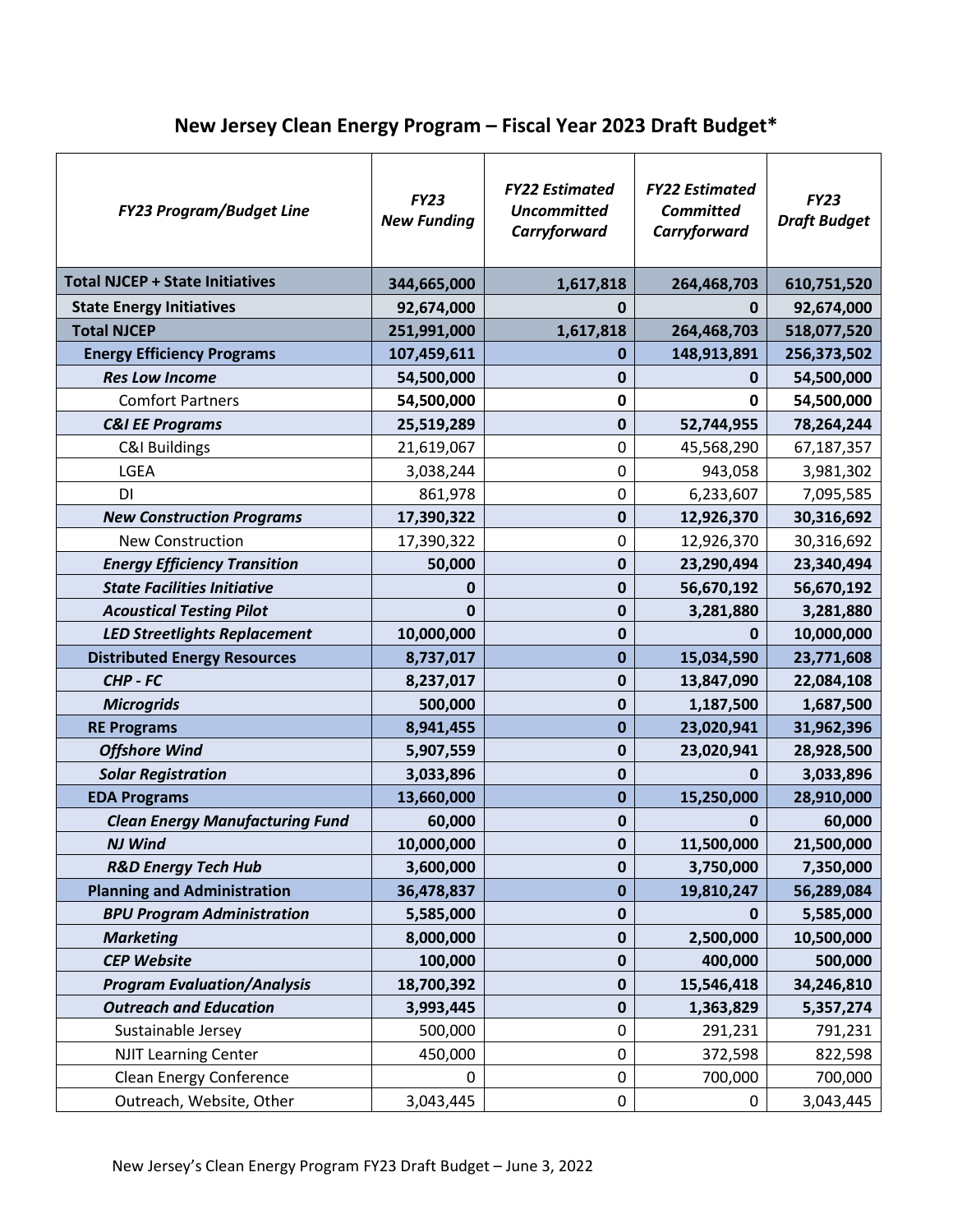# New Jersey Clean Energy Program – Fiscal Year 2023 Draft Budget*

| *FY23 Program/Budget Line* | *FY23 New Funding* | *FY22 Estimated Uncommitted Carryforward* | *FY22 Estimated Committed Carryforward* | *FY23 Draft Budget* |
|---|---|---|---|---|
| **Total NJCEP + State Initiatives** | **344,665,000** | **1,617,818** | **264,468,703** | **610,751,520** |
| **State Energy Initiatives** | **92,674,000** | **0** | **0** | **92,674,000** |
| **Total NJCEP** | **251,991,000** | **1,617,818** | **264,468,703** | **518,077,520** |
| **Energy Efficiency Programs** | **107,459,611** | **0** | **148,913,891** | **256,373,502** |
| ***Res Low Income*** | **54,500,000** | **0** | **0** | **54,500,000** |
| Comfort Partners | **54,500,000** | **0** | **0** | **54,500,000** |
| ***C&I EE Programs*** | **25,519,289** | **0** | **52,744,955** | **78,264,244** |
| C&I Buildings | 21,619,067 | 0 | 45,568,290 | 67,187,357 |
| LGEA | 3,038,244 | 0 | 943,058 | 3,981,302 |
| DI | 861,978 | 0 | 6,233,607 | 7,095,585 |
| ***New Construction Programs*** | **17,390,322** | **0** | **12,926,370** | **30,316,692** |
| New Construction | 17,390,322 | 0 | 12,926,370 | 30,316,692 |
| ***Energy Efficiency Transition*** | **50,000** | **0** | **23,290,494** | **23,340,494** |
| ***State Facilities Initiative*** | **0** | **0** | **56,670,192** | **56,670,192** |
| ***Acoustical Testing Pilot*** | **0** | **0** | **3,281,880** | **3,281,880** |
| ***LED Streetlights Replacement*** | **10,000,000** | **0** | **0** | **10,000,000** |
| **Distributed Energy Resources** | **8,737,017** | **0** | **15,034,590** | **23,771,608** |
| ***CHP - FC*** | **8,237,017** | **0** | **13,847,090** | **22,084,108** |
| ***Microgrids*** | **500,000** | **0** | **1,187,500** | **1,687,500** |
| **RE Programs** | **8,941,455** | **0** | **23,020,941** | **31,962,396** |
| ***Offshore Wind*** | **5,907,559** | **0** | **23,020,941** | **28,928,500** |
| ***Solar Registration*** | **3,033,896** | **0** | **0** | **3,033,896** |
| **EDA Programs** | **13,660,000** | **0** | **15,250,000** | **28,910,000** |
| ***Clean Energy Manufacturing Fund*** | **60,000** | **0** | **0** | **60,000** |
| ***NJ Wind*** | **10,000,000** | **0** | **11,500,000** | **21,500,000** |
| ***R&D Energy Tech Hub*** | **3,600,000** | **0** | **3,750,000** | **7,350,000** |
| **Planning and Administration** | **36,478,837** | **0** | **19,810,247** | **56,289,084** |
| ***BPU Program Administration*** | **5,585,000** | **0** | **0** | **5,585,000** |
| ***Marketing*** | **8,000,000** | **0** | **2,500,000** | **10,500,000** |
| ***CEP Website*** | **100,000** | **0** | **400,000** | **500,000** |
| ***Program Evaluation/Analysis*** | **18,700,392** | **0** | **15,546,418** | **34,246,810** |
| ***Outreach and Education*** | **3,993,445** | **0** | **1,363,829** | **5,357,274** |
| Sustainable Jersey | 500,000 | 0 | 291,231 | 791,231 |
| NJIT Learning Center | 450,000 | 0 | 372,598 | 822,598 |
| Clean Energy Conference | 0 | 0 | 700,000 | 700,000 |
| Outreach, Website, Other | 3,043,445 | 0 | 0 | 3,043,445 |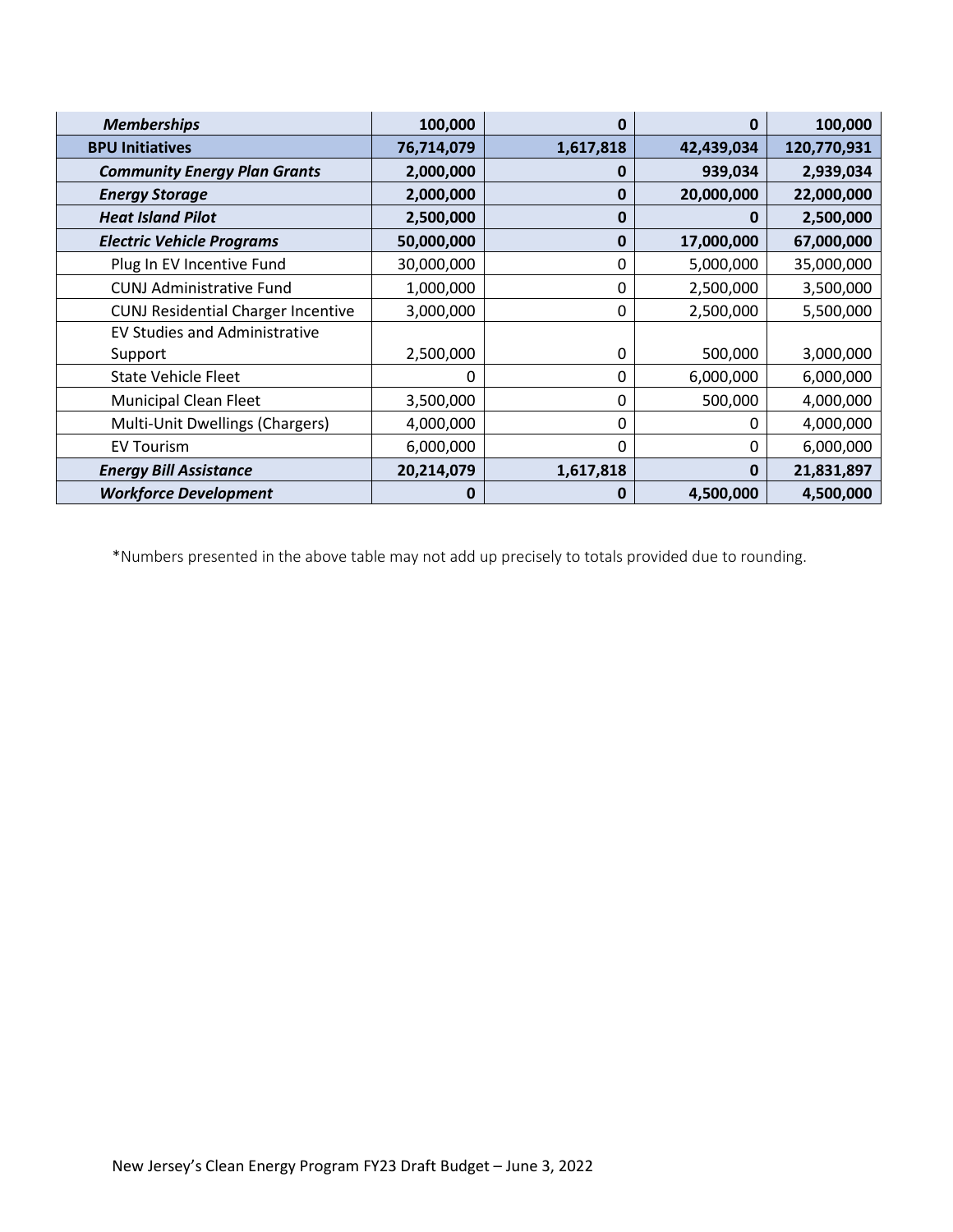| | | | | |
|---|---|---|---|---|
| ***Memberships*** | **100,000** | **0** | **0** | **100,000** |
| **BPU Initiatives** | **76,714,079** | **1,617,818** | **42,439,034** | **120,770,931** |
| ***Community Energy Plan Grants*** | **2,000,000** | **0** | **939,034** | **2,939,034** |
| ***Energy Storage*** | **2,000,000** | **0** | **20,000,000** | **22,000,000** |
| ***Heat Island Pilot*** | **2,500,000** | **0** | **0** | **2,500,000** |
| ***Electric Vehicle Programs*** | **50,000,000** | **0** | **17,000,000** | **67,000,000** |
| Plug In EV Incentive Fund | 30,000,000 | 0 | 5,000,000 | 35,000,000 |
| CUNJ Administrative Fund | 1,000,000 | 0 | 2,500,000 | 3,500,000 |
| CUNJ Residential Charger Incentive | 3,000,000 | 0 | 2,500,000 | 5,500,000 |
| EV Studies and Administrative Support | 2,500,000 | 0 | 500,000 | 3,000,000 |
| State Vehicle Fleet | 0 | 0 | 6,000,000 | 6,000,000 |
| Municipal Clean Fleet | 3,500,000 | 0 | 500,000 | 4,000,000 |
| Multi-Unit Dwellings (Chargers) | 4,000,000 | 0 | 0 | 4,000,000 |
| EV Tourism | 6,000,000 | 0 | 0 | 6,000,000 |
| ***Energy Bill Assistance*** | **20,214,079** | **1,617,818** | **0** | **21,831,897** |
| ***Workforce Development*** | **0** | **0** | **4,500,000** | **4,500,000** |

*Numbers presented in the above table may not add up precisely to totals provided due to rounding.